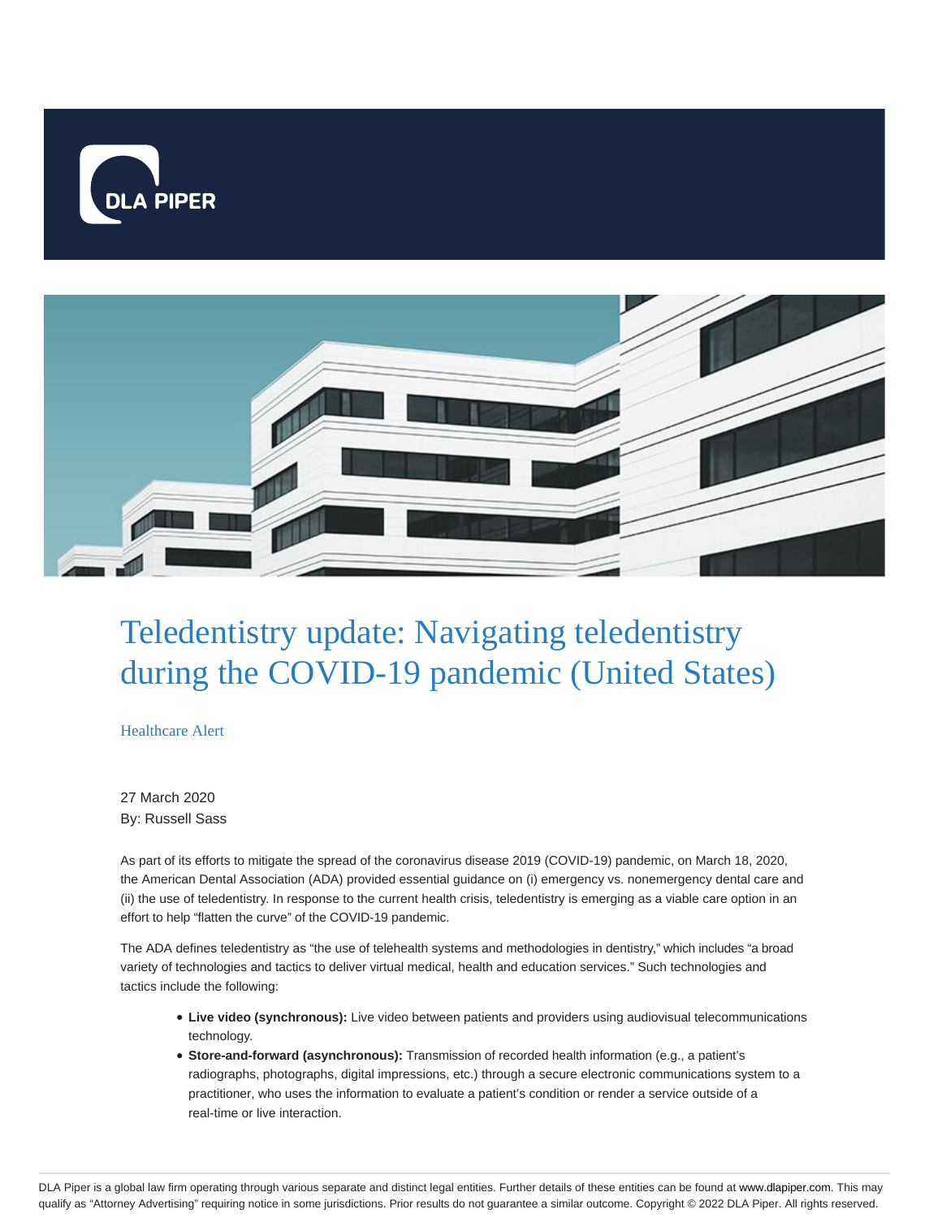# Teledentistry update: Navigating teledentistry during the COVID-19 pandemic (United States)

Healthcare Alert

27 March 2020

By: Russell Sass

As part of its efforts to mitigate the spread of the coronavirus disease 2019 (COVID-19) pandemic, on March 18, 2020, the American Dental Association (ADA) provided essential guidance on (i) emergency vs. nonemergency dental care and (ii) the use of teledentistry. In response to the current health crisis, teledentistry is emerging as a viable care option in an effort to help "flatten the curve" of the COVID-19 pandemic.

The ADA defines teledentistry as "the use of telehealth systems and methodologies in dentistry," which includes "a broad variety of technologies and tactics to deliver virtual medical, health and education services." Such technologies and tactics include the following:

- **Live video (synchronous):** Live video between patients and providers using audiovisual telecommunications technology.
- **Store-and-forward (asynchronous):** Transmission of recorded health information (e.g., a patient's radiographs, photographs, digital impressions, etc.) through a secure electronic communications system to a practitioner, who uses the information to evaluate a patient's condition or render a service outside of a real-time or live interaction.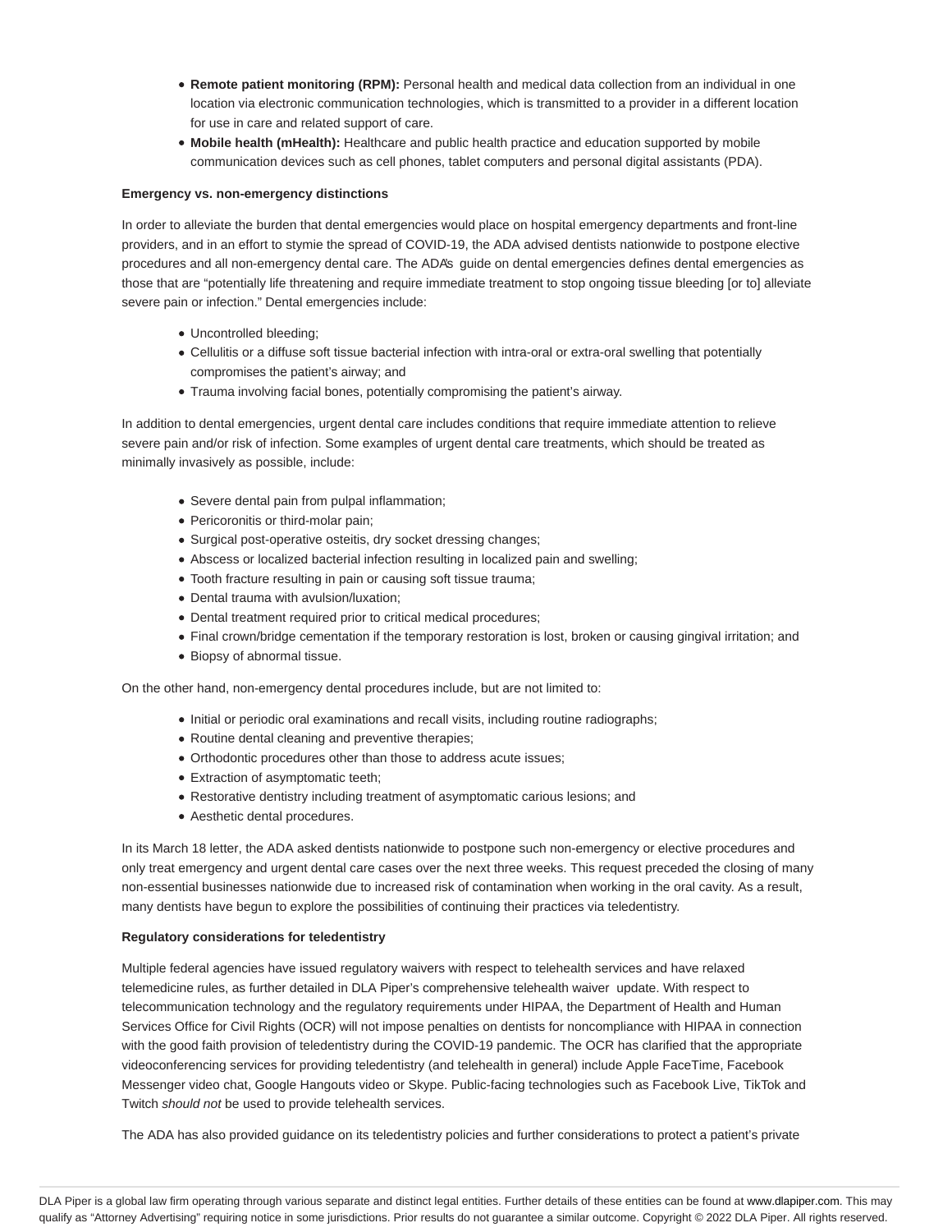- **Remote patient monitoring (RPM):** Personal health and medical data collection from an individual in one location via electronic communication technologies, which is transmitted to a provider in a different location for use in care and related support of care.
- **Mobile health (mHealth):** Healthcare and public health practice and education supported by mobile communication devices such as cell phones, tablet computers and personal digital assistants (PDA).

**Emergency vs. non-emergency distinctions**

In order to alleviate the burden that dental emergencies would place on hospital emergency departments and front-line providers, and in an effort to stymie the spread of COVID-19, the ADA advised dentists nationwide to postpone elective procedures and all non-emergency dental care. The ADA's guide on dental emergencies defines dental emergencies as those that are "potentially life threatening and require immediate treatment to stop ongoing tissue bleeding [or to] alleviate severe pain or infection." Dental emergencies include:

- Uncontrolled bleeding;
- Cellulitis or a diffuse soft tissue bacterial infection with intra-oral or extra-oral swelling that potentially compromises the patient's airway; and
- Trauma involving facial bones, potentially compromising the patient's airway.

In addition to dental emergencies, urgent dental care includes conditions that require immediate attention to relieve severe pain and/or risk of infection. Some examples of urgent dental care treatments, which should be treated as minimally invasively as possible, include:

- Severe dental pain from pulpal inflammation;
- Pericoronitis or third-molar pain;
- Surgical post-operative osteitis, dry socket dressing changes;
- Abscess or localized bacterial infection resulting in localized pain and swelling;
- Tooth fracture resulting in pain or causing soft tissue trauma;
- Dental trauma with avulsion/luxation;
- Dental treatment required prior to critical medical procedures;
- Final crown/bridge cementation if the temporary restoration is lost, broken or causing gingival irritation; and
- Biopsy of abnormal tissue.

On the other hand, non-emergency dental procedures include, but are not limited to:

- Initial or periodic oral examinations and recall visits, including routine radiographs;
- Routine dental cleaning and preventive therapies;
- Orthodontic procedures other than those to address acute issues;
- Extraction of asymptomatic teeth;
- Restorative dentistry including treatment of asymptomatic carious lesions; and
- Aesthetic dental procedures.

In its March 18 letter, the ADA asked dentists nationwide to postpone such non-emergency or elective procedures and only treat emergency and urgent dental care cases over the next three weeks. This request preceded the closing of many non-essential businesses nationwide due to increased risk of contamination when working in the oral cavity. As a result, many dentists have begun to explore the possibilities of continuing their practices via teledentistry.

**Regulatory considerations for teledentistry**

Multiple federal agencies have issued regulatory waivers with respect to telehealth services and have relaxed telemedicine rules, as further detailed in DLA Piper's comprehensive telehealth waiver update. With respect to telecommunication technology and the regulatory requirements under HIPAA, the Department of Health and Human Services Office for Civil Rights (OCR) will not impose penalties on dentists for noncompliance with HIPAA in connection with the good faith provision of teledentistry during the COVID-19 pandemic. The OCR has clarified that the appropriate videoconferencing services for providing teledentistry (and telehealth in general) include Apple FaceTime, Facebook Messenger video chat, Google Hangouts video or Skype. Public-facing technologies such as Facebook Live, TikTok and Twitch *should not* be used to provide telehealth services.

The ADA has also provided guidance on its teledentistry policies and further considerations to protect a patient's private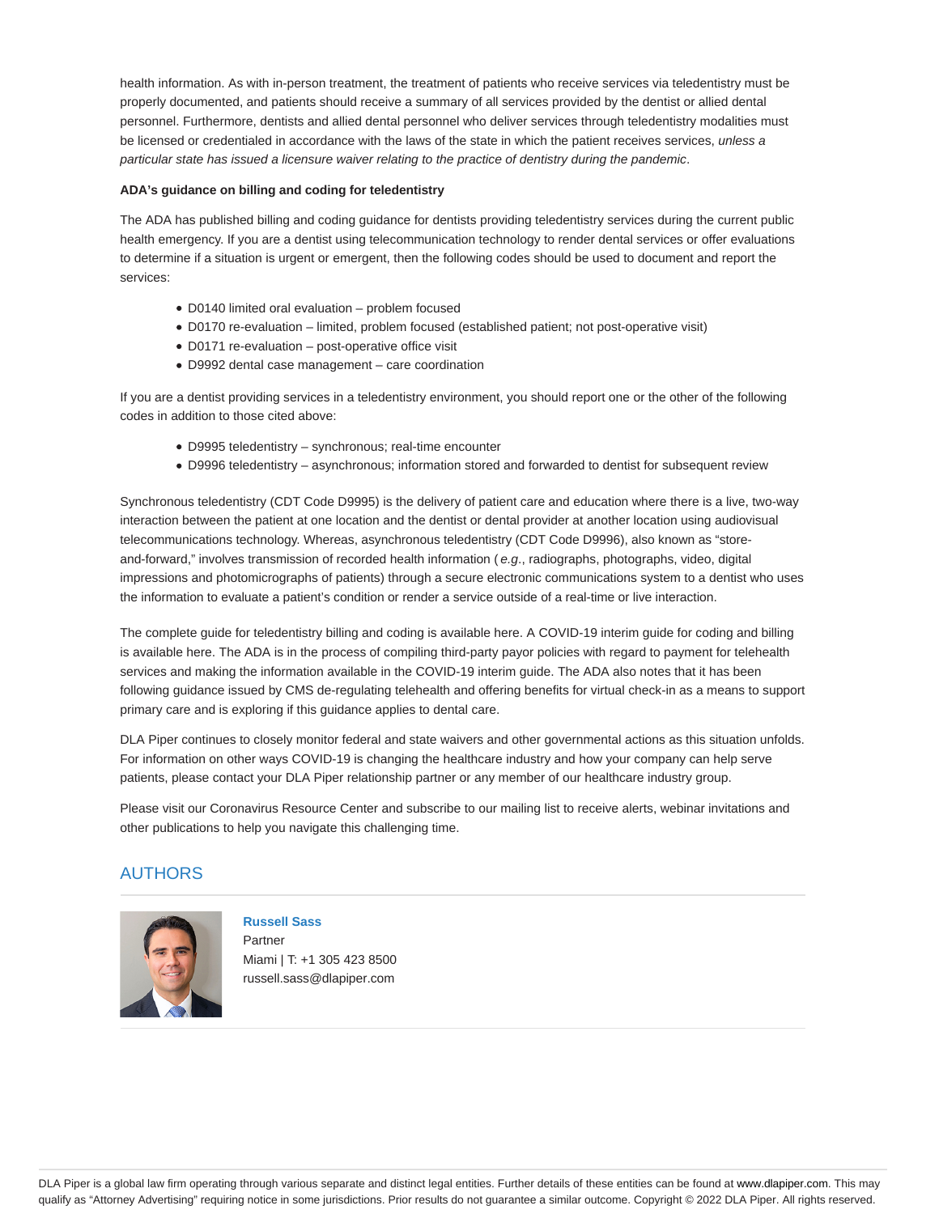health information. As with in-person treatment, the treatment of patients who receive services via teledentistry must be properly documented, and patients should receive a summary of all services provided by the dentist or allied dental personnel. Furthermore, dentists and allied dental personnel who deliver services through teledentistry modalities must be licensed or credentialed in accordance with the laws of the state in which the patient receives services, *unless a particular state has issued a licensure waiver relating to the practice of dentistry during the pandemic*.

**ADA's guidance on billing and coding for teledentistry**

The ADA has published billing and coding guidance for dentists providing teledentistry services during the current public health emergency. If you are a dentist using telecommunication technology to render dental services or offer evaluations to determine if a situation is urgent or emergent, then the following codes should be used to document and report the services:

- D0140 limited oral evaluation – problem focused
- D0170 re-evaluation – limited, problem focused (established patient; not post-operative visit)
- D0171 re-evaluation – post-operative office visit
- D9992 dental case management – care coordination

If you are a dentist providing services in a teledentistry environment, you should report one or the other of the following codes in addition to those cited above:

- D9995 teledentistry – synchronous; real-time encounter
- D9996 teledentistry – asynchronous; information stored and forwarded to dentist for subsequent review

Synchronous teledentistry (CDT Code D9995) is the delivery of patient care and education where there is a live, two-way interaction between the patient at one location and the dentist or dental provider at another location using audiovisual telecommunications technology. Whereas, asynchronous teledentistry (CDT Code D9996), also known as "store-and-forward," involves transmission of recorded health information ( *e.g*., radiographs, photographs, video, digital impressions and photomicrographs of patients) through a secure electronic communications system to a dentist who uses the information to evaluate a patient's condition or render a service outside of a real-time or live interaction.

The complete guide for teledentistry billing and coding is available here. A COVID-19 interim guide for coding and billing is available here. The ADA is in the process of compiling third-party payor policies with regard to payment for telehealth services and making the information available in the COVID-19 interim guide. The ADA also notes that it has been following guidance issued by CMS de-regulating telehealth and offering benefits for virtual check-in as a means to support primary care and is exploring if this guidance applies to dental care.

DLA Piper continues to closely monitor federal and state waivers and other governmental actions as this situation unfolds. For information on other ways COVID-19 is changing the healthcare industry and how your company can help serve patients, please contact your DLA Piper relationship partner or any member of our healthcare industry group.

Please visit our Coronavirus Resource Center and subscribe to our mailing list to receive alerts, webinar invitations and other publications to help you navigate this challenging time.

## AUTHORS

**Russell Sass**
Partner
Miami | T: +1 305 423 8500
russell.sass@dlapiper.com

DLA Piper is a global law firm operating through various separate and distinct legal entities. Further details of these entities can be found at www.dlapiper.com. This may qualify as "Attorney Advertising" requiring notice in some jurisdictions. Prior results do not guarantee a similar outcome. Copyright © 2022 DLA Piper. All rights reserved.